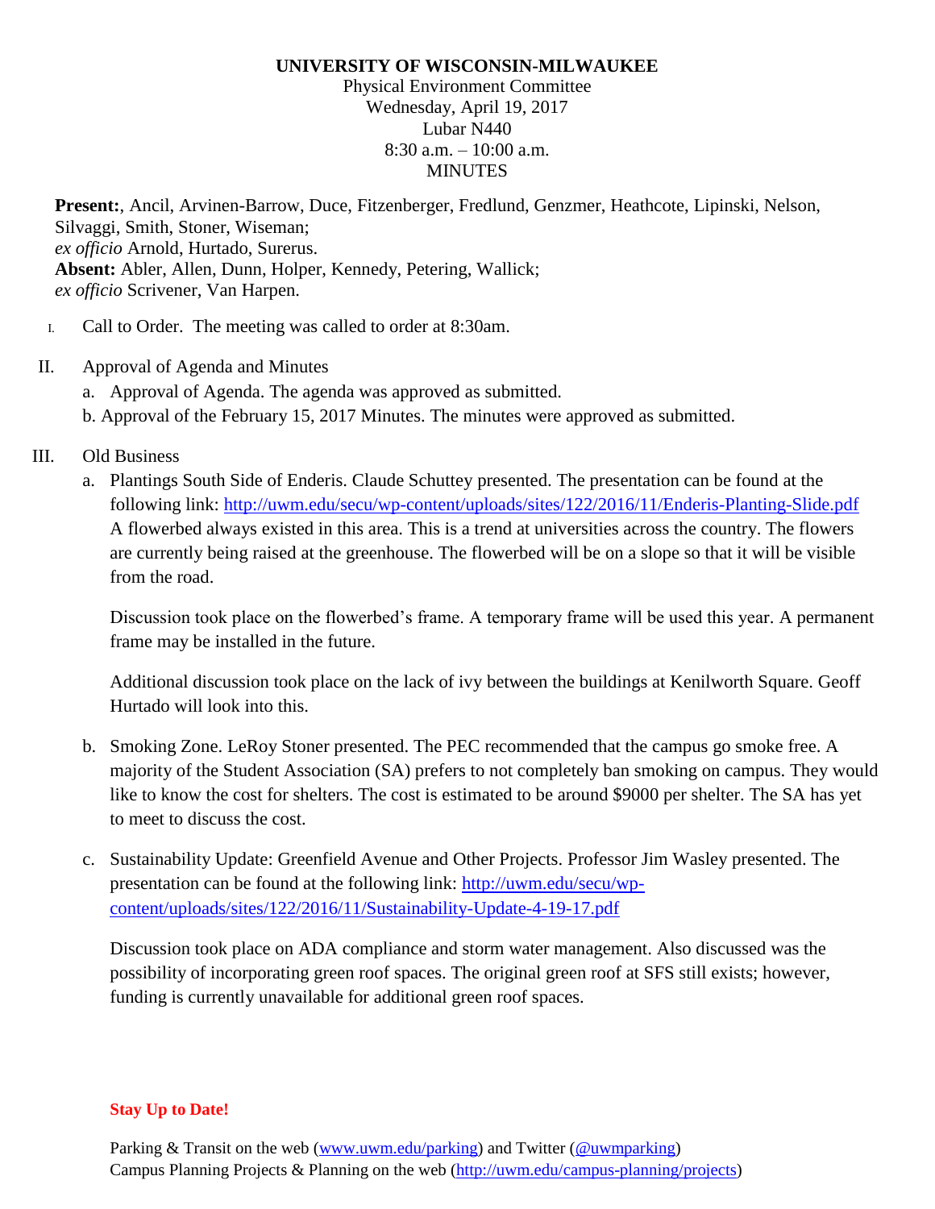**UNIVERSITY OF WISCONSIN-MILWAUKEE**

Physical Environment Committee
Wednesday, April 19, 2017
Lubar N440
8:30 a.m. – 10:00 a.m.
MINUTES

**Present:**, Ancil, Arvinen-Barrow, Duce, Fitzenberger, Fredlund, Genzmer, Heathcote, Lipinski, Nelson, Silvaggi, Smith, Stoner, Wiseman;
*ex officio* Arnold, Hurtado, Surerus.
**Absent:** Abler, Allen, Dunn, Holper, Kennedy, Petering, Wallick;
*ex officio* Scrivener, Van Harpen.

I. Call to Order. The meeting was called to order at 8:30am.

II. Approval of Agenda and Minutes
   a. Approval of Agenda. The agenda was approved as submitted.
   b. Approval of the February 15, 2017 Minutes. The minutes were approved as submitted.

III. Old Business
   a. Plantings South Side of Enderis. Claude Schuttey presented. The presentation can be found at the following link: http://uwm.edu/secu/wp-content/uploads/sites/122/2016/11/Enderis-Planting-Slide.pdf A flowerbed always existed in this area. This is a trend at universities across the country. The flowers are currently being raised at the greenhouse. The flowerbed will be on a slope so that it will be visible from the road.

      Discussion took place on the flowerbed's frame. A temporary frame will be used this year. A permanent frame may be installed in the future.

      Additional discussion took place on the lack of ivy between the buildings at Kenilworth Square. Geoff Hurtado will look into this.

   b. Smoking Zone. LeRoy Stoner presented. The PEC recommended that the campus go smoke free. A majority of the Student Association (SA) prefers to not completely ban smoking on campus. They would like to know the cost for shelters. The cost is estimated to be around $9000 per shelter. The SA has yet to meet to discuss the cost.

   c. Sustainability Update: Greenfield Avenue and Other Projects. Professor Jim Wasley presented. The presentation can be found at the following link: http://uwm.edu/secu/wp-content/uploads/sites/122/2016/11/Sustainability-Update-4-19-17.pdf

      Discussion took place on ADA compliance and storm water management. Also discussed was the possibility of incorporating green roof spaces. The original green roof at SFS still exists; however, funding is currently unavailable for additional green roof spaces.

**Stay Up to Date!**

Parking & Transit on the web (www.uwm.edu/parking) and Twitter (@uwmparking)
Campus Planning Projects & Planning on the web (http://uwm.edu/campus-planning/projects)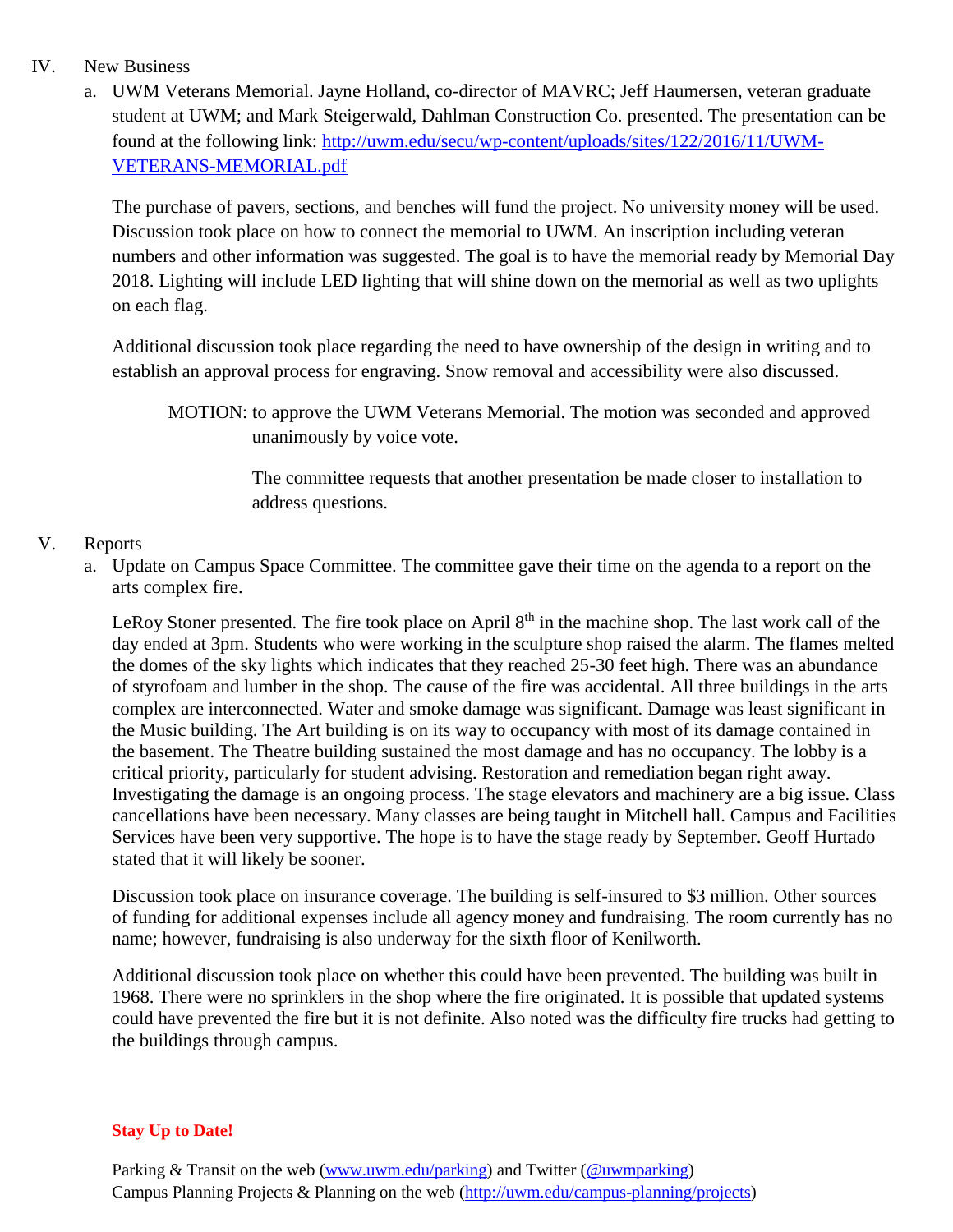IV. New Business

a. UWM Veterans Memorial. Jayne Holland, co-director of MAVRC; Jeff Haumersen, veteran graduate student at UWM; and Mark Steigerwald, Dahlman Construction Co. presented. The presentation can be found at the following link: [http://uwm.edu/secu/wp-content/uploads/sites/122/2016/11/UWM-VETERANS-MEMORIAL.pdf](http://uwm.edu/secu/wp-content/uploads/sites/122/2016/11/UWM-VETERANS-MEMORIAL.pdf)

The purchase of pavers, sections, and benches will fund the project. No university money will be used. Discussion took place on how to connect the memorial to UWM. An inscription including veteran numbers and other information was suggested. The goal is to have the memorial ready by Memorial Day 2018. Lighting will include LED lighting that will shine down on the memorial as well as two uplights on each flag.

Additional discussion took place regarding the need to have ownership of the design in writing and to establish an approval process for engraving. Snow removal and accessibility were also discussed.

> MOTION: to approve the UWM Veterans Memorial. The motion was seconded and approved unanimously by voice vote.
>
> The committee requests that another presentation be made closer to installation to address questions.

V. Reports

a. Update on Campus Space Committee. The committee gave their time on the agenda to a report on the arts complex fire.

LeRoy Stoner presented. The fire took place on April 8th in the machine shop. The last work call of the day ended at 3pm. Students who were working in the sculpture shop raised the alarm. The flames melted the domes of the sky lights which indicates that they reached 25-30 feet high. There was an abundance of styrofoam and lumber in the shop. The cause of the fire was accidental. All three buildings in the arts complex are interconnected. Water and smoke damage was significant. Damage was least significant in the Music building. The Art building is on its way to occupancy with most of its damage contained in the basement. The Theatre building sustained the most damage and has no occupancy. The lobby is a critical priority, particularly for student advising. Restoration and remediation began right away. Investigating the damage is an ongoing process. The stage elevators and machinery are a big issue. Class cancellations have been necessary. Many classes are being taught in Mitchell hall. Campus and Facilities Services have been very supportive. The hope is to have the stage ready by September. Geoff Hurtado stated that it will likely be sooner.

Discussion took place on insurance coverage. The building is self-insured to $3 million. Other sources of funding for additional expenses include all agency money and fundraising. The room currently has no name; however, fundraising is also underway for the sixth floor of Kenilworth.

Additional discussion took place on whether this could have been prevented. The building was built in 1968. There were no sprinklers in the shop where the fire originated. It is possible that updated systems could have prevented the fire but it is not definite. Also noted was the difficulty fire trucks had getting to the buildings through campus.

**Stay Up to Date!**

Parking & Transit on the web ([www.uwm.edu/parking](www.uwm.edu/parking)) and Twitter ([@uwmparking](@uwmparking))
Campus Planning Projects & Planning on the web ([http://uwm.edu/campus-planning/projects](http://uwm.edu/campus-planning/projects))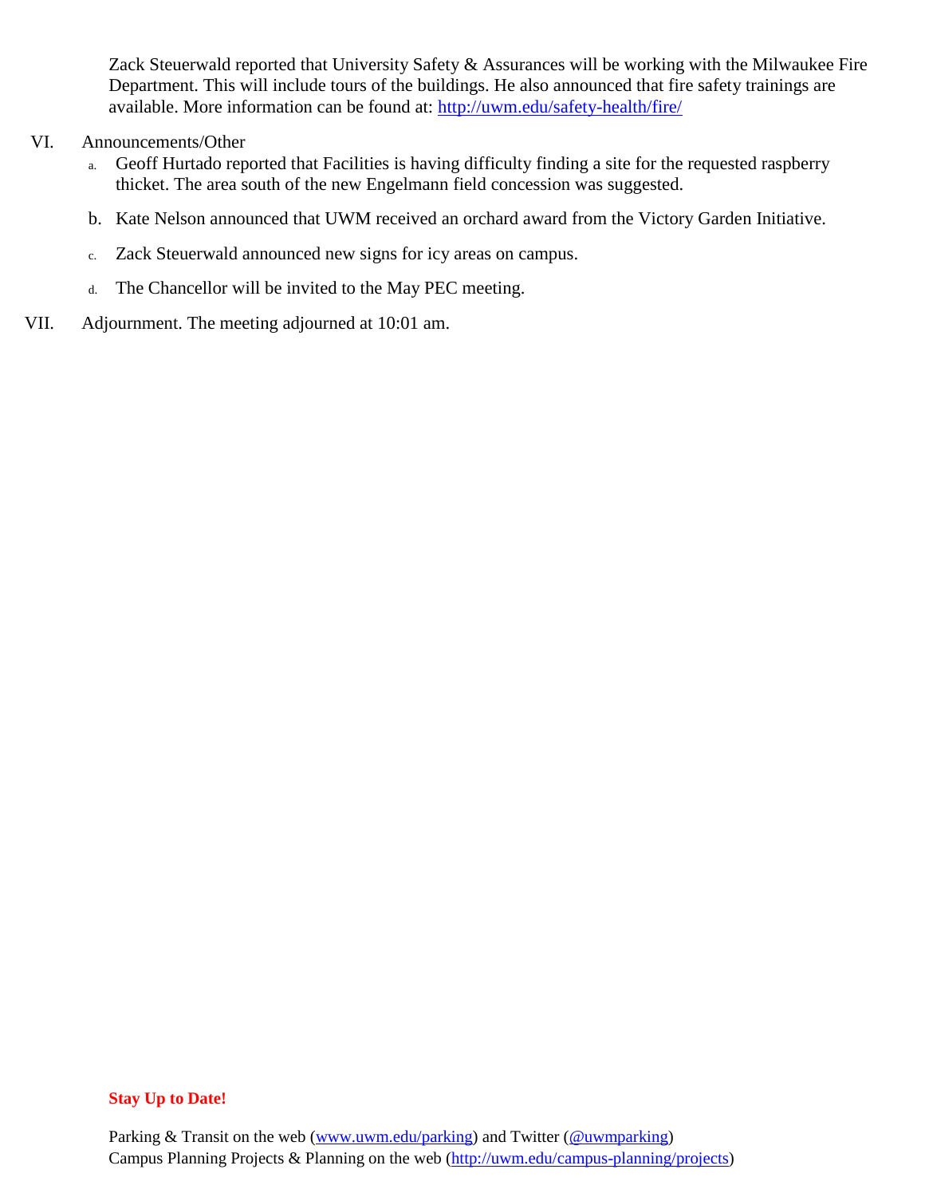Zack Steuerwald reported that University Safety & Assurances will be working with the Milwaukee Fire Department. This will include tours of the buildings. He also announced that fire safety trainings are available. More information can be found at: http://uwm.edu/safety-health/fire/

VI. Announcements/Other

a. Geoff Hurtado reported that Facilities is having difficulty finding a site for the requested raspberry thicket. The area south of the new Engelmann field concession was suggested.

b. Kate Nelson announced that UWM received an orchard award from the Victory Garden Initiative.

c. Zack Steuerwald announced new signs for icy areas on campus.

d. The Chancellor will be invited to the May PEC meeting.

VII. Adjournment. The meeting adjourned at 10:01 am.

**Stay Up to Date!**

Parking & Transit on the web (www.uwm.edu/parking) and Twitter (@uwmparking)
Campus Planning Projects & Planning on the web (http://uwm.edu/campus-planning/projects)